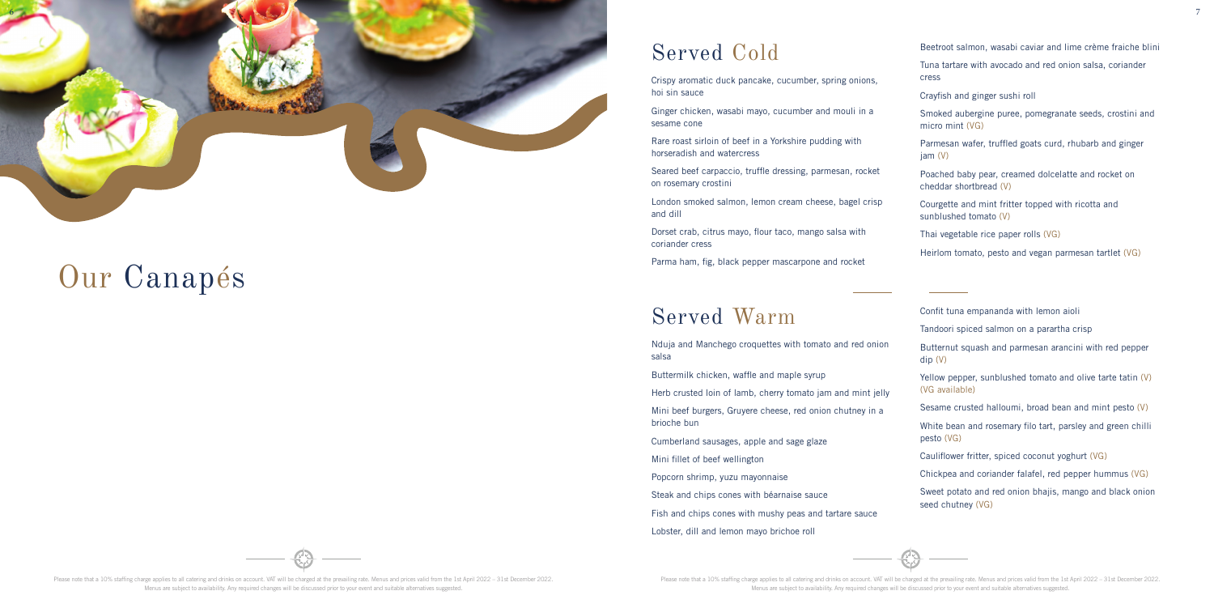# Our Canapés

## Served Cold

Crispy aromatic duck pancake, cucumber, spring onions, hoi sin sauce

Ginger chicken, wasabi mayo, cucumber and mouli in a sesame cone

Rare roast sirloin of beef in a Yorkshire pudding with horseradish and watercress

Seared beef carpaccio, truffle dressing, parmesan, rocket on rosemary crostini

London smoked salmon, lemon cream cheese, bagel crisp and dill

Dorset crab, citrus mayo, flour taco, mango salsa with coriander cress

Parma ham, fig, black pepper mascarpone and rocket

Beetroot salmon, wasabi caviar and lime crème fraiche blini

Tuna tartare with avocado and red onion salsa, coriander cress

Crayfish and ginger sushi roll

Smoked aubergine puree, pomegranate seeds, crostini and micro mint (VG)

Parmesan wafer, truffled goats curd, rhubarb and ginger jam (V)

Poached baby pear, creamed dolcelatte and rocket on cheddar shortbread (V)

Courgette and mint fritter topped with ricotta and sunblushed tomato (V)

Thai vegetable rice paper rolls (VG)

Heirlom tomato, pesto and vegan parmesan tartlet (VG)

## Served Warm

Nduja and Manchego croquettes with tomato and red onion salsa

Buttermilk chicken, waffle and maple syrup

Herb crusted loin of lamb, cherry tomato jam and mint jelly

Mini beef burgers, Gruyere cheese, red onion chutney in a brioche bun

Cumberland sausages, apple and sage glaze

Mini fillet of beef wellington

Popcorn shrimp, yuzu mayonnaise

Steak and chips cones with béarnaise sauce

Fish and chips cones with mushy peas and tartare sauce

Lobster, dill and lemon mayo brichoe roll

Confit tuna empananda with lemon aioli

Tandoori spiced salmon on a parartha crisp

Butternut squash and parmesan arancini with red pepper dip (V)

Yellow pepper, sunblushed tomato and olive tarte tatin (V) (VG available)

Sesame crusted halloumi, broad bean and mint pesto (V)

White bean and rosemary filo tart, parsley and green chilli pesto (VG)

Cauliflower fritter, spiced coconut yoghurt (VG)

Chickpea and coriander falafel, red pepper hummus (VG)

Sweet potato and red onion bhajis, mango and black onion seed chutney (VG)

Please note that a 10% staffing charge applies to all catering and drinks on account. VAT will be charged at the prevailing rate. Menus and prices valid from the 1st April 2022 – 31st December 2022. Menus are subject to availability. Any required changes will be discussed prior to your event and suitable alternatives suggested.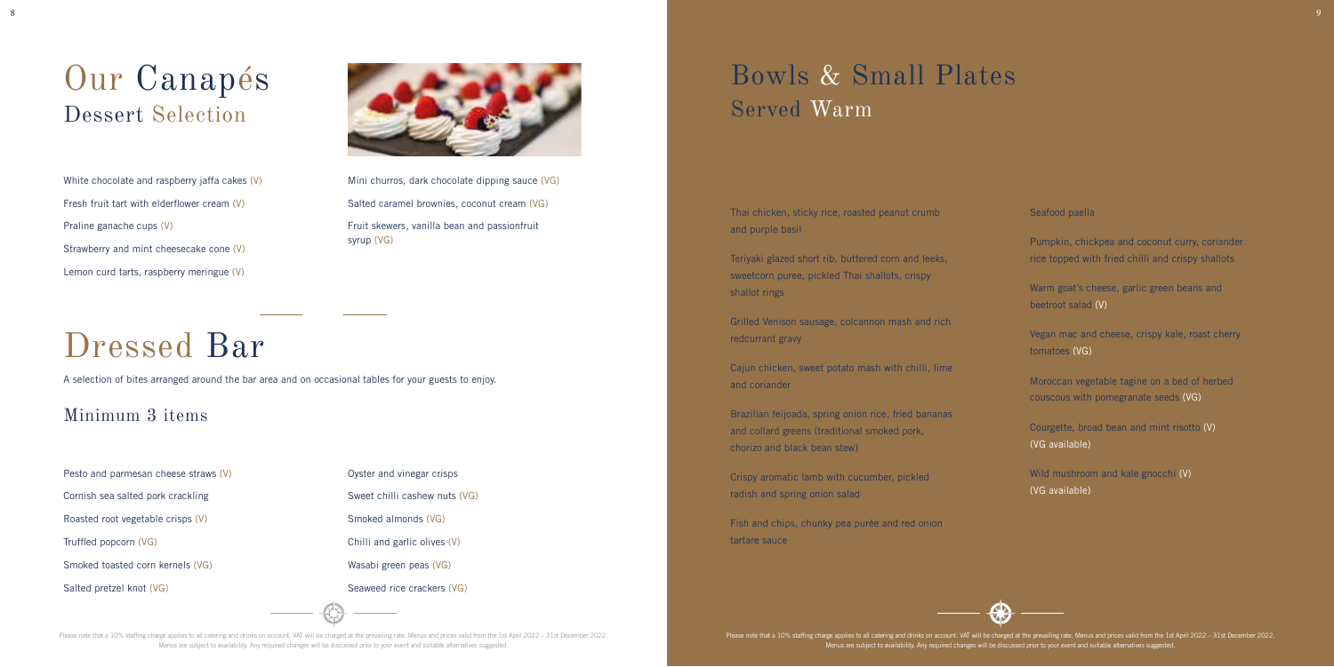# Our Canapés
## Dessert Selection

White chocolate and raspberry jaffa cakes (V)

Fresh fruit tart with elderflower cream (V)

Praline ganache cups (V)

Strawberry and mint cheesecake cone (V)

Lemon curd tarts, raspberry meringue (V)

Mini churros, dark chocolate dipping sauce (VG)

Salted caramel brownies, coconut cream (VG)

Fruit skewers, vanilla bean and passionfruit syrup (VG)

# Dressed Bar

A selection of bites arranged around the bar area and on occasional tables for your guests to enjoy.

## Minimum 3 items

Pesto and parmesan cheese straws (V)

Cornish sea salted pork crackling

Roasted root vegetable crisps (V)

Truffled popcorn (VG)

Smoked toasted corn kernels (VG)

Salted pretzel knot (VG)

Oyster and vinegar crisps

Sweet chilli cashew nuts (VG)

Smoked almonds (VG)

Chilli and garlic olives (V)

Wasabi green peas (VG)

Seaweed rice crackers (VG)

Please note that a 10% staffing charge applies to all catering and drinks on account. VAT will be charged at the prevailing rate. Menus and prices valid from the 1st April 2022 - 31st December 2022. Menus are subject to availability. Any required changes will be discussed prior to your event and suitable alternatives suggested.

# Bowls & Small Plates
## Served Warm

Thai chicken, sticky rice, roasted peanut crumb and purple basil

Teriyaki glazed short rib, buttered corn and leeks, sweetcorn puree, pickled Thai shallots, crispy shallot rings

Grilled Venison sausage, colcannon mash and rich redcurrant gravy

Cajun chicken, sweet potato mash with chilli, lime and coriander

Brazilian feijoada, spring onion rice, fried bananas and collard greens (traditional smoked pork, chorizo and black bean stew)

Crispy aromatic lamb with cucumber, pickled radish and spring onion salad

Fish and chips, chunky pea purée and red onion tartare sauce

Seafood paella

Pumpkin, chickpea and coconut curry, coriander rice topped with fried chilli and crispy shallots

Warm goat's cheese, garlic green beans and beetroot salad (V)

Vegan mac and cheese, crispy kale, roast cherry tomatoes (VG)

Moroccan vegetable tagine on a bed of herbed couscous with pomegranate seeds (VG)

Courgette, broad bean and mint risotto (V) (VG available)

Wild mushroom and kale gnocchi (V) (VG available)

Please note that a 10% staffing charge applies to all catering and drinks on account. VAT will be charged at the prevailing rate. Menus and prices valid from the 1st April 2022 - 31st December 2022. Menus are subject to availability. Any required changes will be discussed prior to your event and suitable alternatives suggested.